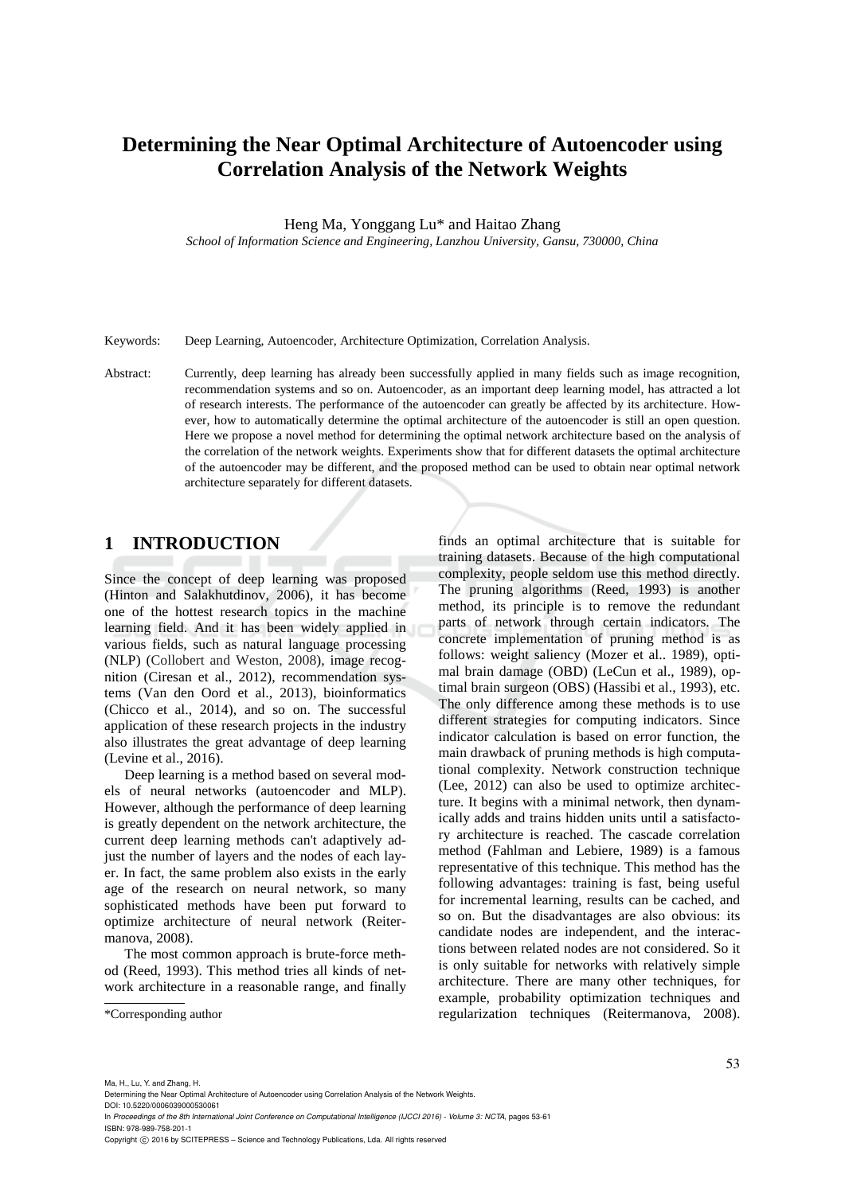# Determining the Near Optimal Architecture of Autoencoder using Correlation Analysis of the Network Weights

Heng Ma, Yonggang Lu* and Haitao Zhang

*School of Information Science and Engineering, Lanzhou University, Gansu, 730000, China*

Keywords: Deep Learning, Autoencoder, Architecture Optimization, Correlation Analysis.

Abstract: Currently, deep learning has already been successfully applied in many fields such as image recognition, recommendation systems and so on. Autoencoder, as an important deep learning model, has attracted a lot of research interests. The performance of the autoencoder can greatly be affected by its architecture. However, how to automatically determine the optimal architecture of the autoencoder is still an open question. Here we propose a novel method for determining the optimal network architecture based on the analysis of the correlation of the network weights. Experiments show that for different datasets the optimal architecture of the autoencoder may be different, and the proposed method can be used to obtain near optimal network architecture separately for different datasets.

## 1 INTRODUCTION

Since the concept of deep learning was proposed (Hinton and Salakhutdinov, 2006), it has become one of the hottest research topics in the machine learning field. And it has been widely applied in various fields, such as natural language processing (NLP) (Collobert and Weston, 2008), image recognition (Ciresan et al., 2012), recommendation systems (Van den Oord et al., 2013), bioinformatics (Chicco et al., 2014), and so on. The successful application of these research projects in the industry also illustrates the great advantage of deep learning (Levine et al., 2016).

Deep learning is a method based on several models of neural networks (autoencoder and MLP). However, although the performance of deep learning is greatly dependent on the network architecture, the current deep learning methods can't adaptively adjust the number of layers and the nodes of each layer. In fact, the same problem also exists in the early age of the research on neural network, so many sophisticated methods have been put forward to optimize architecture of neural network (Reitermanova, 2008).

The most common approach is brute-force method (Reed, 1993). This method tries all kinds of network architecture in a reasonable range, and finally finds an optimal architecture that is suitable for training datasets. Because of the high computational complexity, people seldom use this method directly. The pruning algorithms (Reed, 1993) is another method, its principle is to remove the redundant parts of network through certain indicators. The concrete implementation of pruning method is as follows: weight saliency (Mozer et al.. 1989), optimal brain damage (OBD) (LeCun et al., 1989), optimal brain surgeon (OBS) (Hassibi et al., 1993), etc. The only difference among these methods is to use different strategies for computing indicators. Since indicator calculation is based on error function, the main drawback of pruning methods is high computational complexity. Network construction technique (Lee, 2012) can also be used to optimize architecture. It begins with a minimal network, then dynamically adds and trains hidden units until a satisfactory architecture is reached. The cascade correlation method (Fahlman and Lebiere, 1989) is a famous representative of this technique. This method has the following advantages: training is fast, being useful for incremental learning, results can be cached, and so on. But the disadvantages are also obvious: its candidate nodes are independent, and the interactions between related nodes are not considered. So it is only suitable for networks with relatively simple architecture. There are many other techniques, for example, probability optimization techniques and regularization techniques (Reitermanova, 2008).

*Corresponding author

Ma, H., Lu, Y. and Zhang, H.
Determining the Near Optimal Architecture of Autoencoder using Correlation Analysis of the Network Weights.
DOI: 10.5220/0006039000530061
In *Proceedings of the 8th International Joint Conference on Computational Intelligence (IJCCI 2016) - Volume 3: NCTA*, pages 53-61
ISBN: 978-989-758-201-1
Copyright © 2016 by SCITEPRESS – Science and Technology Publications, Lda. All rights reserved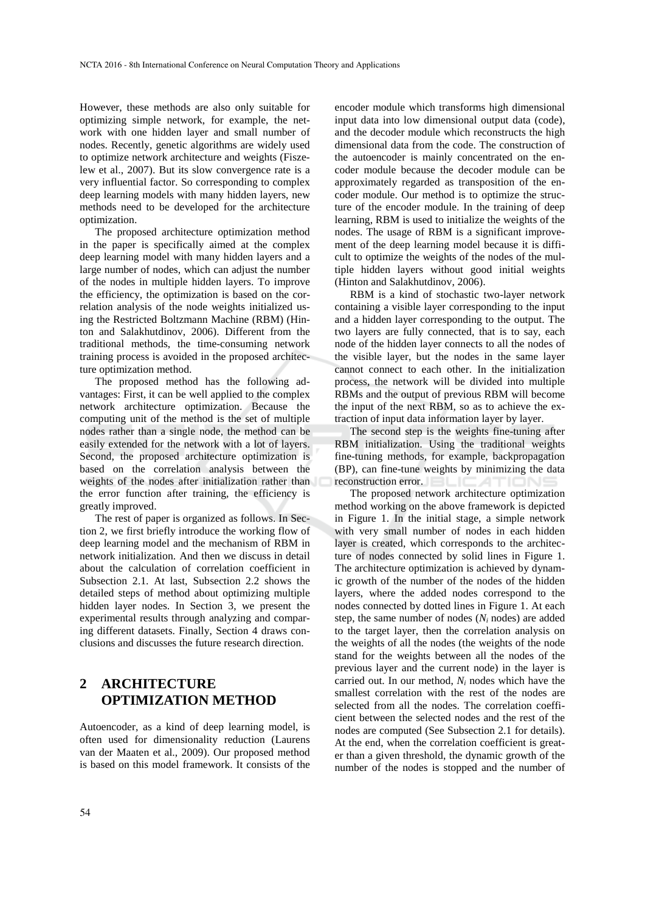However, these methods are also only suitable for optimizing simple network, for example, the network with one hidden layer and small number of nodes. Recently, genetic algorithms are widely used to optimize network architecture and weights (Fiszelew et al., 2007). But its slow convergence rate is a very influential factor. So corresponding to complex deep learning models with many hidden layers, new methods need to be developed for the architecture optimization.

The proposed architecture optimization method in the paper is specifically aimed at the complex deep learning model with many hidden layers and a large number of nodes, which can adjust the number of the nodes in multiple hidden layers. To improve the efficiency, the optimization is based on the correlation analysis of the node weights initialized using the Restricted Boltzmann Machine (RBM) (Hinton and Salakhutdinov, 2006). Different from the traditional methods, the time-consuming network training process is avoided in the proposed architecture optimization method.

The proposed method has the following advantages: First, it can be well applied to the complex network architecture optimization. Because the computing unit of the method is the set of multiple nodes rather than a single node, the method can be easily extended for the network with a lot of layers. Second, the proposed architecture optimization is based on the correlation analysis between the weights of the nodes after initialization rather than the error function after training, the efficiency is greatly improved.

The rest of paper is organized as follows. In Section 2, we first briefly introduce the working flow of deep learning model and the mechanism of RBM in network initialization. And then we discuss in detail about the calculation of correlation coefficient in Subsection 2.1. At last, Subsection 2.2 shows the detailed steps of method about optimizing multiple hidden layer nodes. In Section 3, we present the experimental results through analyzing and comparing different datasets. Finally, Section 4 draws conclusions and discusses the future research direction.

## 2 ARCHITECTURE OPTIMIZATION METHOD

Autoencoder, as a kind of deep learning model, is often used for dimensionality reduction (Laurens van der Maaten et al., 2009). Our proposed method is based on this model framework. It consists of the encoder module which transforms high dimensional input data into low dimensional output data (code), and the decoder module which reconstructs the high dimensional data from the code. The construction of the autoencoder is mainly concentrated on the encoder module because the decoder module can be approximately regarded as transposition of the encoder module. Our method is to optimize the structure of the encoder module. In the training of deep learning, RBM is used to initialize the weights of the nodes. The usage of RBM is a significant improvement of the deep learning model because it is difficult to optimize the weights of the nodes of the multiple hidden layers without good initial weights (Hinton and Salakhutdinov, 2006).

RBM is a kind of stochastic two-layer network containing a visible layer corresponding to the input and a hidden layer corresponding to the output. The two layers are fully connected, that is to say, each node of the hidden layer connects to all the nodes of the visible layer, but the nodes in the same layer cannot connect to each other. In the initialization process, the network will be divided into multiple RBMs and the output of previous RBM will become the input of the next RBM, so as to achieve the extraction of input data information layer by layer.

The second step is the weights fine-tuning after RBM initialization. Using the traditional weights fine-tuning methods, for example, backpropagation (BP), can fine-tune weights by minimizing the data reconstruction error.

The proposed network architecture optimization method working on the above framework is depicted in Figure 1. In the initial stage, a simple network with very small number of nodes in each hidden layer is created, which corresponds to the architecture of nodes connected by solid lines in Figure 1. The architecture optimization is achieved by dynamic growth of the number of the nodes of the hidden layers, where the added nodes correspond to the nodes connected by dotted lines in Figure 1. At each step, the same number of nodes ($N_i$ nodes) are added to the target layer, then the correlation analysis on the weights of all the nodes (the weights of the node stand for the weights between all the nodes of the previous layer and the current node) in the layer is carried out. In our method, $N_i$ nodes which have the smallest correlation with the rest of the nodes are selected from all the nodes. The correlation coefficient between the selected nodes and the rest of the nodes are computed (See Subsection 2.1 for details). At the end, when the correlation coefficient is greater than a given threshold, the dynamic growth of the number of the nodes is stopped and the number of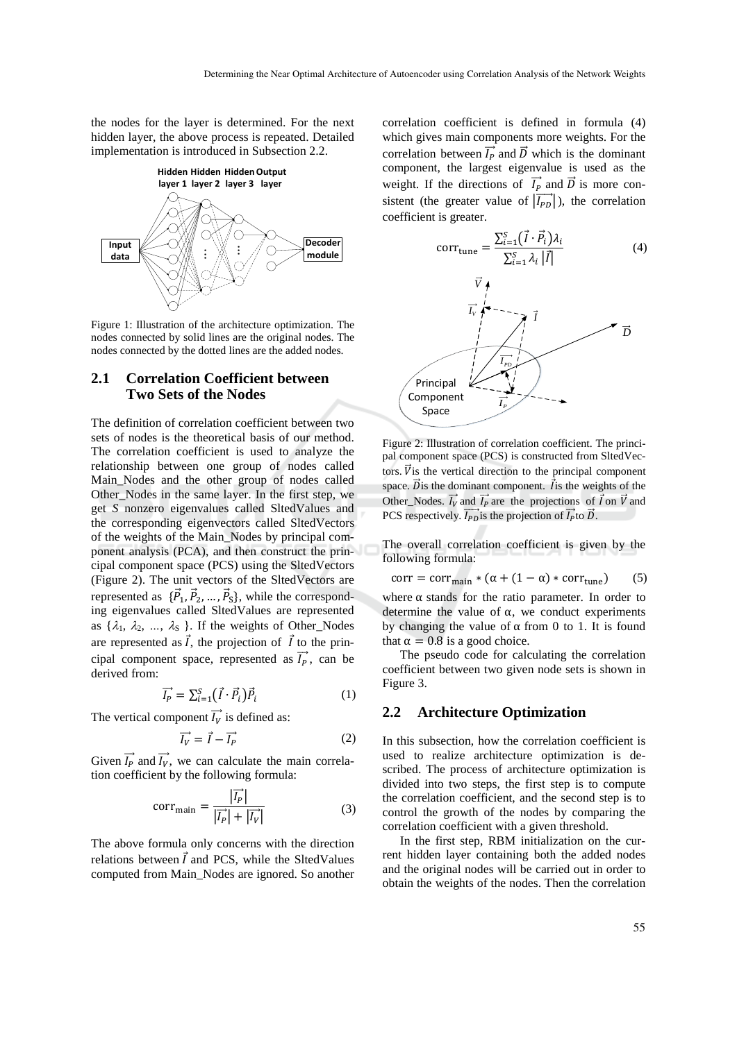the nodes for the layer is determined. For the next hidden layer, the above process is repeated. Detailed implementation is introduced in Subsection 2.2.

Figure 1: Illustration of the architecture optimization. The nodes connected by solid lines are the original nodes. The nodes connected by the dotted lines are the added nodes.

## 2.1 Correlation Coefficient between Two Sets of the Nodes

The definition of correlation coefficient between two sets of nodes is the theoretical basis of our method. The correlation coefficient is used to analyze the relationship between one group of nodes called Main_Nodes and the other group of nodes called Other_Nodes in the same layer. In the first step, we get $S$ nonzero eigenvalues called SltedValues and the corresponding eigenvectors called SltedVectors of the weights of the Main_Nodes by principal component analysis (PCA), and then construct the principal component space (PCS) using the SltedVectors (Figure 2). The unit vectors of the SltedVectors are represented as $\{\vec{P}_1, \vec{P}_2, \ldots, \vec{P}_S\}$, while the corresponding eigenvalues called SltedValues are represented as $\{\lambda_1, \lambda_2, \ldots, \lambda_S\}$. If the weights of Other_Nodes are represented as $\vec{I}$, the projection of $\vec{I}$ to the principal component space, represented as $\overrightarrow{I_P}$, can be derived from:

$$\overrightarrow{I_P} = \sum_{i=1}^{S} (\vec{I} \cdot \vec{P}_i)\vec{P}_i \tag{1}$$

The vertical component $\overrightarrow{I_V}$ is defined as:

$$\overrightarrow{I_V} = \vec{I} - \overrightarrow{I_P} \tag{2}$$

Given $\overrightarrow{I_P}$ and $\overrightarrow{I_V}$, we can calculate the main correlation coefficient by the following formula:

$$\mathrm{corr}_{\mathrm{main}} = \frac{|\overrightarrow{I_P}|}{|\overrightarrow{I_P}| + |\overrightarrow{I_V}|} \tag{3}$$

The above formula only concerns with the direction relations between $\vec{I}$ and PCS, while the SltedValues computed from Main_Nodes are ignored. So another correlation coefficient is defined in formula (4) which gives main components more weights. For the correlation between $\overrightarrow{I_P}$ and $\vec{D}$ which is the dominant component, the largest eigenvalue is used as the weight. If the directions of $\overrightarrow{I_P}$ and $\vec{D}$ is more consistent (the greater value of $|\overrightarrow{I_{PD}}|$), the correlation coefficient is greater.

$$\mathrm{corr}_{\mathrm{tune}} = \frac{\sum_{i=1}^{S} (\vec{I} \cdot \vec{P}_i)\lambda_i}{\sum_{i=1}^{S} \lambda_i \, |\vec{I}|} \tag{4}$$

Figure 2: Illustration of correlation coefficient. The principal component space (PCS) is constructed from SltedVectors. $\vec{V}$ is the vertical direction to the principal component space. $\vec{D}$ is the dominant component. $\vec{I}$ is the weights of the Other_Nodes. $\overrightarrow{I_V}$ and $\overrightarrow{I_P}$ are the projections of $\vec{I}$ on $\vec{V}$ and PCS respectively. $\overrightarrow{I_{PD}}$ is the projection of $\overrightarrow{I_P}$ to $\vec{D}$.

The overall correlation coefficient is given by the following formula:

$$\mathrm{corr} = \mathrm{corr}_{\mathrm{main}} * (\alpha + (1 - \alpha) * \mathrm{corr}_{\mathrm{tune}}) \tag{5}$$

where α stands for the ratio parameter. In order to determine the value of α, we conduct experiments by changing the value of α from 0 to 1. It is found that $\alpha = 0.8$ is a good choice.

The pseudo code for calculating the correlation coefficient between two given node sets is shown in Figure 3.

## 2.2 Architecture Optimization

In this subsection, how the correlation coefficient is used to realize architecture optimization is described. The process of architecture optimization is divided into two steps, the first step is to compute the correlation coefficient, and the second step is to control the growth of the nodes by comparing the correlation coefficient with a given threshold.

In the first step, RBM initialization on the current hidden layer containing both the added nodes and the original nodes will be carried out in order to obtain the weights of the nodes. Then the correlation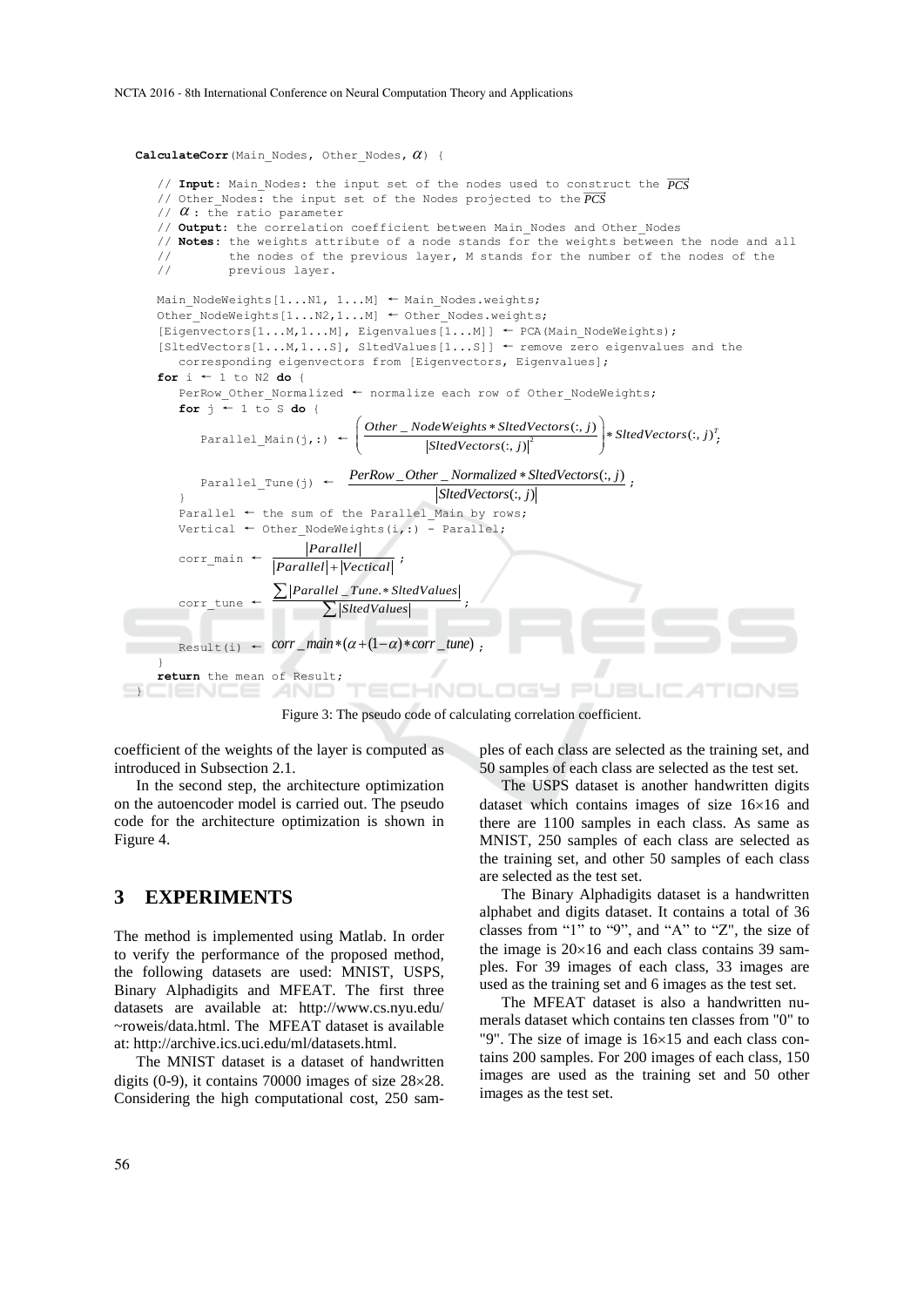```
CalculateCorr(Main_Nodes, Other_Nodes, α) {

    // Input: Main_Nodes: the input set of the nodes used to construct the PCS
    // Other_Nodes: the input set of the Nodes projected to the PCS
    // α : the ratio parameter
    // Output: the correlation coefficient between Main_Nodes and Other_Nodes
    // Notes: the weights attribute of a node stands for the weights between the node and all
    //        the nodes of the previous layer, M stands for the number of the nodes of the
    //        previous layer.

    Main_NodeWeights[1...N1, 1...M] ← Main_Nodes.weights;
    Other_NodeWeights[1...N2,1...M] ← Other_Nodes.weights;
    [Eigenvectors[1...M,1...M], Eigenvalues[1...M]] ← PCA(Main_NodeWeights);
    [SltedVectors[1...M,1...S], SltedValues[1...S]] ← remove zero eigenvalues and the
        corresponding eigenvectors from [Eigenvectors, Eigenvalues];
    for i ← 1 to N2 do {
        PerRow_Other_Normalized ← normalize each row of Other_NodeWeights;
        for j ← 1 to S do {
            Parallel_Main(j,:) ← ( (Other_NodeWeights * SltedVectors(:, j)) / |SltedVectors(:, j)|^2 ) * SltedVectors(:, j)^T;

            Parallel_Tune(j) ← (PerRow_Other_Normalized * SltedVectors(:, j)) / |SltedVectors(:, j)|;
        }
        Parallel ← the sum of the Parallel_Main by rows;
        Vertical ← Other_NodeWeights(i,:) - Parallel;
        corr_main ← |Parallel| / (|Parallel| + |Vectical|);

        corr_tune ← Σ|Parallel_Tune.* SltedValues| / Σ|SltedValues|;

        Result(i) ← corr_main*(α+(1-α)*corr_tune);
    }
    return the mean of Result;
}
```

Figure 3: The pseudo code of calculating correlation coefficient.

coefficient of the weights of the layer is computed as introduced in Subsection 2.1.

In the second step, the architecture optimization on the autoencoder model is carried out. The pseudo code for the architecture optimization is shown in Figure 4.

## 3 EXPERIMENTS

The method is implemented using Matlab. In order to verify the performance of the proposed method, the following datasets are used: MNIST, USPS, Binary Alphadigits and MFEAT. The first three datasets are available at: http://www.cs.nyu.edu/~roweis/data.html. The MFEAT dataset is available at: http://archive.ics.uci.edu/ml/datasets.html.

The MNIST dataset is a dataset of handwritten digits (0-9), it contains 70000 images of size $28\times28$. Considering the high computational cost, 250 samples of each class are selected as the training set, and 50 samples of each class are selected as the test set.

The USPS dataset is another handwritten digits dataset which contains images of size $16\times16$ and there are 1100 samples in each class. As same as MNIST, 250 samples of each class are selected as the training set, and other 50 samples of each class are selected as the test set.

The Binary Alphadigits dataset is a handwritten alphabet and digits dataset. It contains a total of 36 classes from "1" to "9", and "A" to "Z", the size of the image is $20\times16$ and each class contains 39 samples. For 39 images of each class, 33 images are used as the training set and 6 images as the test set.

The MFEAT dataset is also a handwritten numerals dataset which contains ten classes from "0" to "9". The size of image is $16\times15$ and each class contains 200 samples. For 200 images of each class, 150 images are used as the training set and 50 other images as the test set.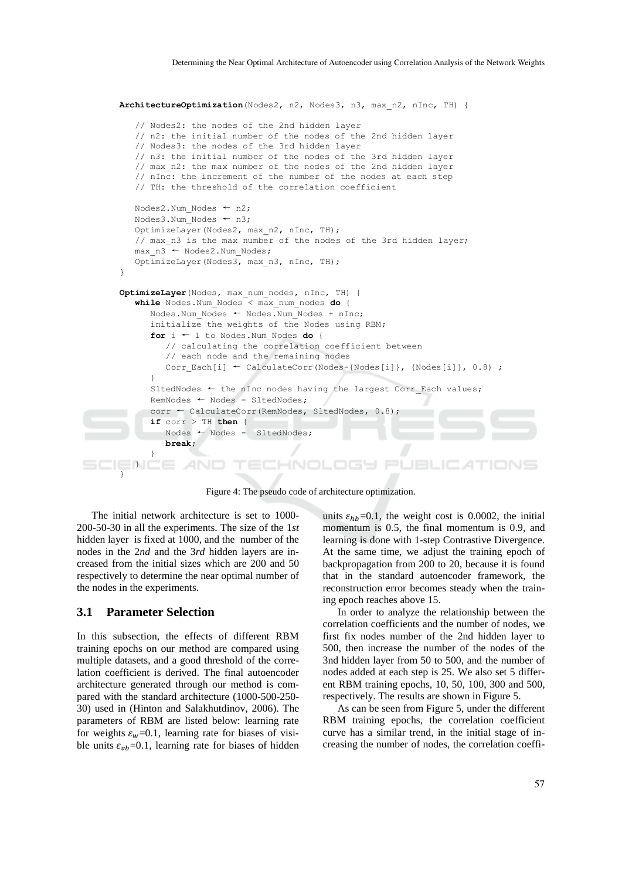```
ArchitectureOptimization(Nodes2, n2, Nodes3, n3, max_n2, nInc, TH) {

    // Nodes2: the nodes of the 2nd hidden layer
    // n2: the initial number of the nodes of the 2nd hidden layer
    // Nodes3: the nodes of the 3rd hidden layer
    // n3: the initial number of the nodes of the 3rd hidden layer
    // max_n2: the max number of the nodes of the 2nd hidden layer
    // nInc: the increment of the number of the nodes at each step
    // TH: the threshold of the correlation coefficient

    Nodes2.Num_Nodes ← n2;
    Nodes3.Num_Nodes ← n3;
    OptimizeLayer(Nodes2, max_n2, nInc, TH);
    // max_n3 is the max number of the nodes of the 3rd hidden layer;
    max_n3 ← Nodes2.Num_Nodes;
    OptimizeLayer(Nodes3, max_n3, nInc, TH);
}

OptimizeLayer(Nodes, max_num_nodes, nInc, TH) {
    while Nodes.Num_Nodes < max_num_nodes do {
        Nodes.Num_Nodes ← Nodes.Num_Nodes + nInc;
        initialize the weights of the Nodes using RBM;
        for i ← 1 to Nodes.Num_Nodes do {
            // calculating the correlation coefficient between
            // each node and the remaining nodes
            Corr_Each[i] ← CalculateCorr(Nodes-{Nodes[i]}, {Nodes[i]}, 0.8) ;
        }
        SltedNodes ← the nInc nodes having the largest Corr_Each values;
        RemNodes ← Nodes - SltedNodes;
        corr ← CalculateCorr(RemNodes, SltedNodes, 0.8);
        if corr > TH then {
            Nodes ← Nodes - SltedNodes;
            break;
        }
    }
}
```

Figure 4: The pseudo code of architecture optimization.

The initial network architecture is set to 1000-200-50-30 in all the experiments. The size of the 1*st* hidden layer is fixed at 1000, and the number of the nodes in the 2*nd* and the 3*rd* hidden layers are increased from the initial sizes which are 200 and 50 respectively to determine the near optimal number of the nodes in the experiments.

### 3.1 Parameter Selection

In this subsection, the effects of different RBM training epochs on our method are compared using multiple datasets, and a good threshold of the correlation coefficient is derived. The final autoencoder architecture generated through our method is compared with the standard architecture (1000-500-250-30) used in (Hinton and Salakhutdinov, 2006). The parameters of RBM are listed below: learning rate for weights $\varepsilon_w$=0.1, learning rate for biases of visible units $\varepsilon_{vb}$=0.1, learning rate for biases of hidden units $\varepsilon_{hb}$=0.1, the weight cost is 0.0002, the initial momentum is 0.5, the final momentum is 0.9, and learning is done with 1-step Contrastive Divergence. At the same time, we adjust the training epoch of backpropagation from 200 to 20, because it is found that in the standard autoencoder framework, the reconstruction error becomes steady when the training epoch reaches above 15.

In order to analyze the relationship between the correlation coefficients and the number of nodes, we first fix nodes number of the 2nd hidden layer to 500, then increase the number of the nodes of the 3nd hidden layer from 50 to 500, and the number of nodes added at each step is 25. We also set 5 different RBM training epochs, 10, 50, 100, 300 and 500, respectively. The results are shown in Figure 5.

As can be seen from Figure 5, under the different RBM training epochs, the correlation coefficient curve has a similar trend, in the initial stage of increasing the number of nodes, the correlation coeffi-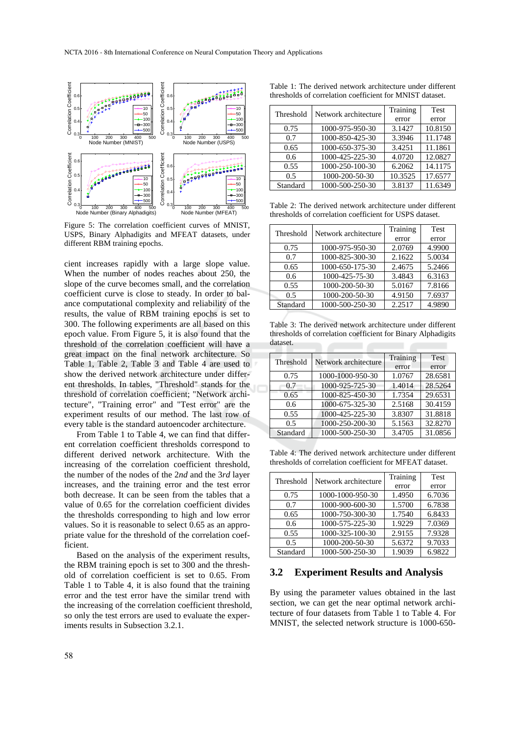Figure 5: The correlation coefficient curves of MNIST, USPS, Binary Alphadigits and MFEAT datasets, under different RBM training epochs.

cient increases rapidly with a large slope value. When the number of nodes reaches about 250, the slope of the curve becomes small, and the correlation coefficient curve is close to steady. In order to balance computational complexity and reliability of the results, the value of RBM training epochs is set to 300. The following experiments are all based on this epoch value. From Figure 5, it is also found that the threshold of the correlation coefficient will have a great impact on the final network architecture. So Table 1, Table 2, Table 3 and Table 4 are used to show the derived network architecture under different thresholds. In tables, "Threshold" stands for the threshold of correlation coefficient; "Network architecture", "Training error" and "Test error" are the experiment results of our method. The last row of every table is the standard autoencoder architecture.

From Table 1 to Table 4, we can find that different correlation coefficient thresholds correspond to different derived network architecture. With the increasing of the correlation coefficient threshold, the number of the nodes of the 2*nd* and the 3*rd* layer increases, and the training error and the test error both decrease. It can be seen from the tables that a value of 0.65 for the correlation coefficient divides the thresholds corresponding to high and low error values. So it is reasonable to select 0.65 as an appropriate value for the threshold of the correlation coefficient.

Based on the analysis of the experiment results, the RBM training epoch is set to 300 and the threshold of correlation coefficient is set to 0.65. From Table 1 to Table 4, it is also found that the training error and the test error have the similar trend with the increasing of the correlation coefficient threshold, so only the test errors are used to evaluate the experiments results in Subsection 3.2.1.

Table 1: The derived network architecture under different thresholds of correlation coefficient for MNIST dataset.

| Threshold | Network architecture | Training error | Test error |
|---|---|---|---|
| 0.75 | 1000-975-950-30 | 3.1427 | 10.8150 |
| 0.7 | 1000-850-425-30 | 3.3946 | 11.1748 |
| 0.65 | 1000-650-375-30 | 3.4251 | 11.1861 |
| 0.6 | 1000-425-225-30 | 4.0720 | 12.0827 |
| 0.55 | 1000-250-100-30 | 6.2062 | 14.1175 |
| 0.5 | 1000-200-50-30 | 10.3525 | 17.6577 |
| Standard | 1000-500-250-30 | 3.8137 | 11.6349 |

Table 2: The derived network architecture under different thresholds of correlation coefficient for USPS dataset.

| Threshold | Network architecture | Training error | Test error |
|---|---|---|---|
| 0.75 | 1000-975-950-30 | 2.0769 | 4.9900 |
| 0.7 | 1000-825-300-30 | 2.1622 | 5.0034 |
| 0.65 | 1000-650-175-30 | 2.4675 | 5.2466 |
| 0.6 | 1000-425-75-30 | 3.4843 | 6.3163 |
| 0.55 | 1000-200-50-30 | 5.0167 | 7.8166 |
| 0.5 | 1000-200-50-30 | 4.9150 | 7.6937 |
| Standard | 1000-500-250-30 | 2.2517 | 4.9890 |

Table 3: The derived network architecture under different thresholds of correlation coefficient for Binary Alphadigits dataset.

| Threshold | Network architecture | Training error | Test error |
|---|---|---|---|
| 0.75 | 1000-1000-950-30 | 1.0767 | 28.6581 |
| 0.7 | 1000-925-725-30 | 1.4014 | 28.5264 |
| 0.65 | 1000-825-450-30 | 1.7354 | 29.6531 |
| 0.6 | 1000-675-325-30 | 2.5168 | 30.4159 |
| 0.55 | 1000-425-225-30 | 3.8307 | 31.8818 |
| 0.5 | 1000-250-200-30 | 5.1563 | 32.8270 |
| Standard | 1000-500-250-30 | 3.4705 | 31.0856 |

Table 4: The derived network architecture under different thresholds of correlation coefficient for MFEAT dataset.

| Threshold | Network architecture | Training error | Test error |
|---|---|---|---|
| 0.75 | 1000-1000-950-30 | 1.4950 | 6.7036 |
| 0.7 | 1000-900-600-30 | 1.5700 | 6.7838 |
| 0.65 | 1000-750-300-30 | 1.7540 | 6.8433 |
| 0.6 | 1000-575-225-30 | 1.9229 | 7.0369 |
| 0.55 | 1000-325-100-30 | 2.9155 | 7.9328 |
| 0.5 | 1000-200-50-30 | 5.6372 | 9.7033 |
| Standard | 1000-500-250-30 | 1.9039 | 6.9822 |

### 3.2 Experiment Results and Analysis

By using the parameter values obtained in the last section, we can get the near optimal network architecture of four datasets from Table 1 to Table 4. For MNIST, the selected network structure is 1000-650-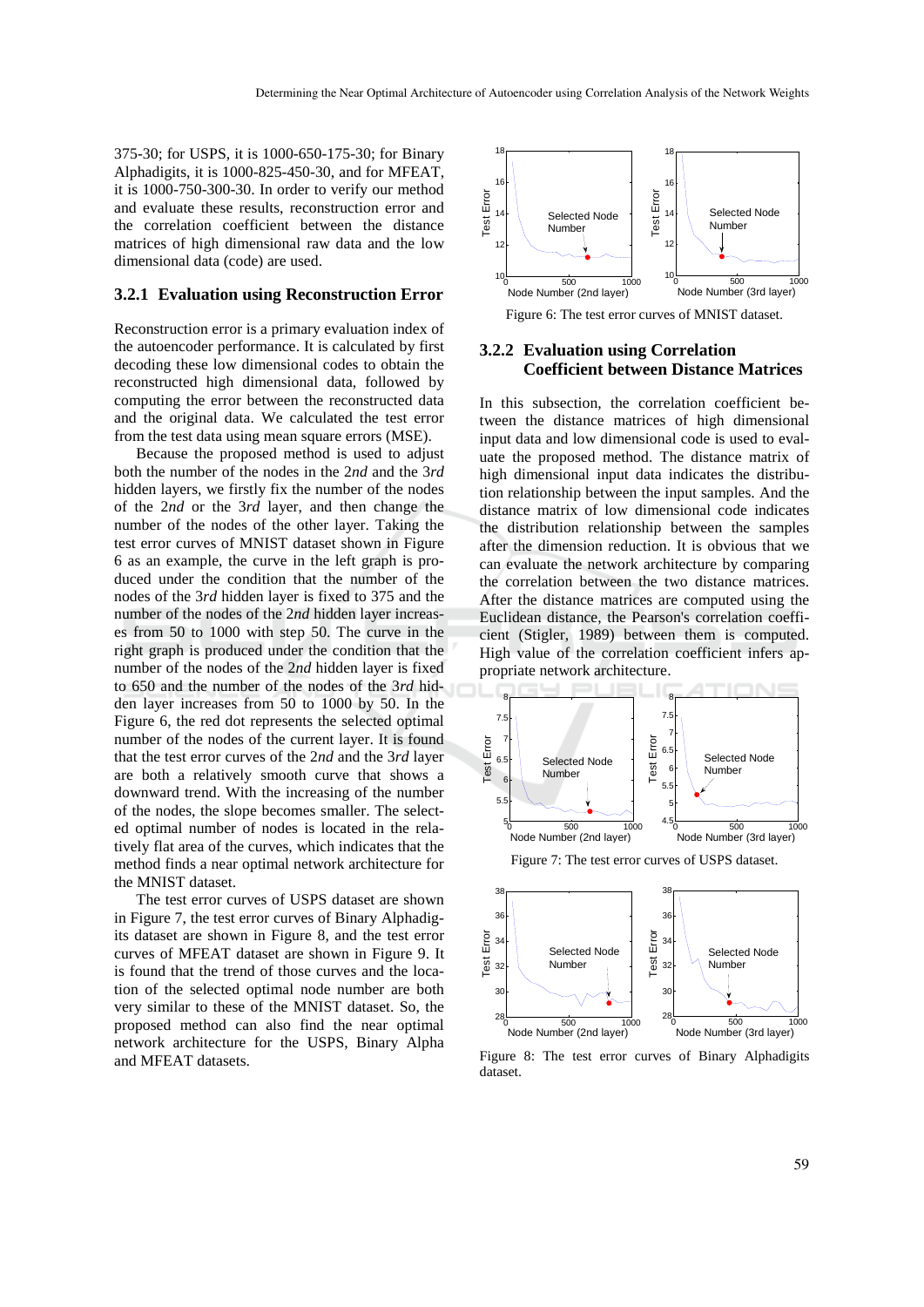375-30; for USPS, it is 1000-650-175-30; for Binary Alphadigits, it is 1000-825-450-30, and for MFEAT, it is 1000-750-300-30. In order to verify our method and evaluate these results, reconstruction error and the correlation coefficient between the distance matrices of high dimensional raw data and the low dimensional data (code) are used.

### 3.2.1 Evaluation using Reconstruction Error

Reconstruction error is a primary evaluation index of the autoencoder performance. It is calculated by first decoding these low dimensional codes to obtain the reconstructed high dimensional data, followed by computing the error between the reconstructed data and the original data. We calculated the test error from the test data using mean square errors (MSE).

Because the proposed method is used to adjust both the number of the nodes in the 2*nd* and the 3*rd* hidden layers, we firstly fix the number of the nodes of the 2*nd* or the 3*rd* layer, and then change the number of the nodes of the other layer. Taking the test error curves of MNIST dataset shown in Figure 6 as an example, the curve in the left graph is produced under the condition that the number of the nodes of the 3*rd* hidden layer is fixed to 375 and the number of the nodes of the 2*nd* hidden layer increases from 50 to 1000 with step 50. The curve in the right graph is produced under the condition that the number of the nodes of the 2*nd* hidden layer is fixed to 650 and the number of the nodes of the 3*rd* hidden layer increases from 50 to 1000 by 50. In the Figure 6, the red dot represents the selected optimal number of the nodes of the current layer. It is found that the test error curves of the 2*nd* and the 3*rd* layer are both a relatively smooth curve that shows a downward trend. With the increasing of the number of the nodes, the slope becomes smaller. The selected optimal number of nodes is located in the relatively flat area of the curves, which indicates that the method finds a near optimal network architecture for the MNIST dataset.

The test error curves of USPS dataset are shown in Figure 7, the test error curves of Binary Alphadigits are shown in Figure 8, and the test error curves of MFEAT dataset are shown in Figure 9. It is found that the trend of those curves and the location of the selected optimal node number are both very similar to these of the MNIST dataset. So, the proposed method can also find the near optimal network architecture for the USPS, Binary Alpha and MFEAT datasets.

Figure 6: The test error curves of MNIST dataset.

### 3.2.2 Evaluation using Correlation Coefficient between Distance Matrices

In this subsection, the correlation coefficient between the distance matrices of high dimensional input data and low dimensional code is used to evaluate the proposed method. The distance matrix of high dimensional input data indicates the distribution relationship between the input samples. And the distance matrix of low dimensional code indicates the distribution relationship between the samples after the dimension reduction. It is obvious that we can evaluate the network architecture by comparing the correlation between the two distance matrices. After the distance matrices are computed using the Euclidean distance, the Pearson's correlation coefficient (Stigler, 1989) between them is computed. High value of the correlation coefficient infers appropriate network architecture.

Figure 7: The test error curves of USPS dataset.

Figure 8: The test error curves of Binary Alphadigits dataset.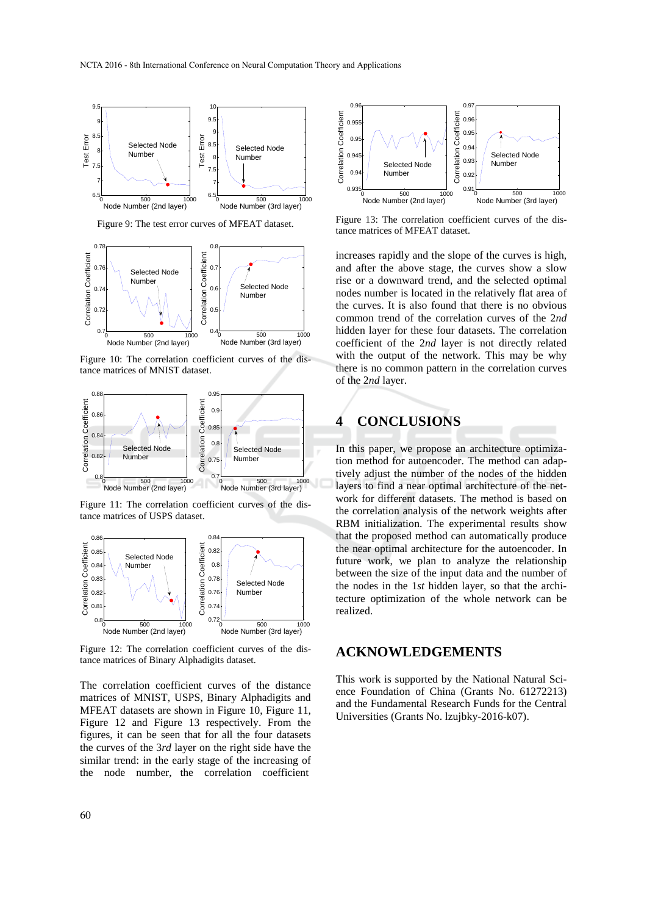Figure 9: The test error curves of MFEAT dataset.

Figure 10: The correlation coefficient curves of the distance matrices of MNIST dataset.

Figure 11: The correlation coefficient curves of the distance matrices of USPS dataset.

Figure 12: The correlation coefficient curves of the distance matrices of Binary Alphadigits dataset.

The correlation coefficient curves of the distance matrices of MNIST, USPS, Binary Alphadigits and MFEAT datasets are shown in Figure 10, Figure 11, Figure 12 and Figure 13 respectively. From the figures, it can be seen that for all the four datasets the curves of the 3*rd* layer on the right side have the similar trend: in the early stage of the increasing of the node number, the correlation coefficient increases rapidly and the slope of the curves is high, and after the above stage, the curves show a slow rise or a downward trend, and the selected optimal nodes number is located in the relatively flat area of the curves. It is also found that there is no obvious common trend of the correlation curves of the 2*nd* hidden layer for these four datasets. The correlation coefficient of the 2*nd* layer is not directly related with the output of the network. This may be why there is no common pattern in the correlation curves of the 2*nd* layer.

Figure 13: The correlation coefficient curves of the distance matrices of MFEAT dataset.

## 4 CONCLUSIONS

In this paper, we propose an architecture optimization method for autoencoder. The method can adaptively adjust the number of the nodes of the hidden layers to find a near optimal architecture of the network for different datasets. The method is based on the correlation analysis of the network weights after RBM initialization. The experimental results show that the proposed method can automatically produce the near optimal architecture for the autoencoder. In future work, we plan to analyze the relationship between the size of the input data and the number of the nodes in the 1*st* hidden layer, so that the architecture optimization of the whole network can be realized.

## ACKNOWLEDGEMENTS

This work is supported by the National Natural Science Foundation of China (Grants No. 61272213) and the Fundamental Research Funds for the Central Universities (Grants No. lzujbky-2016-k07).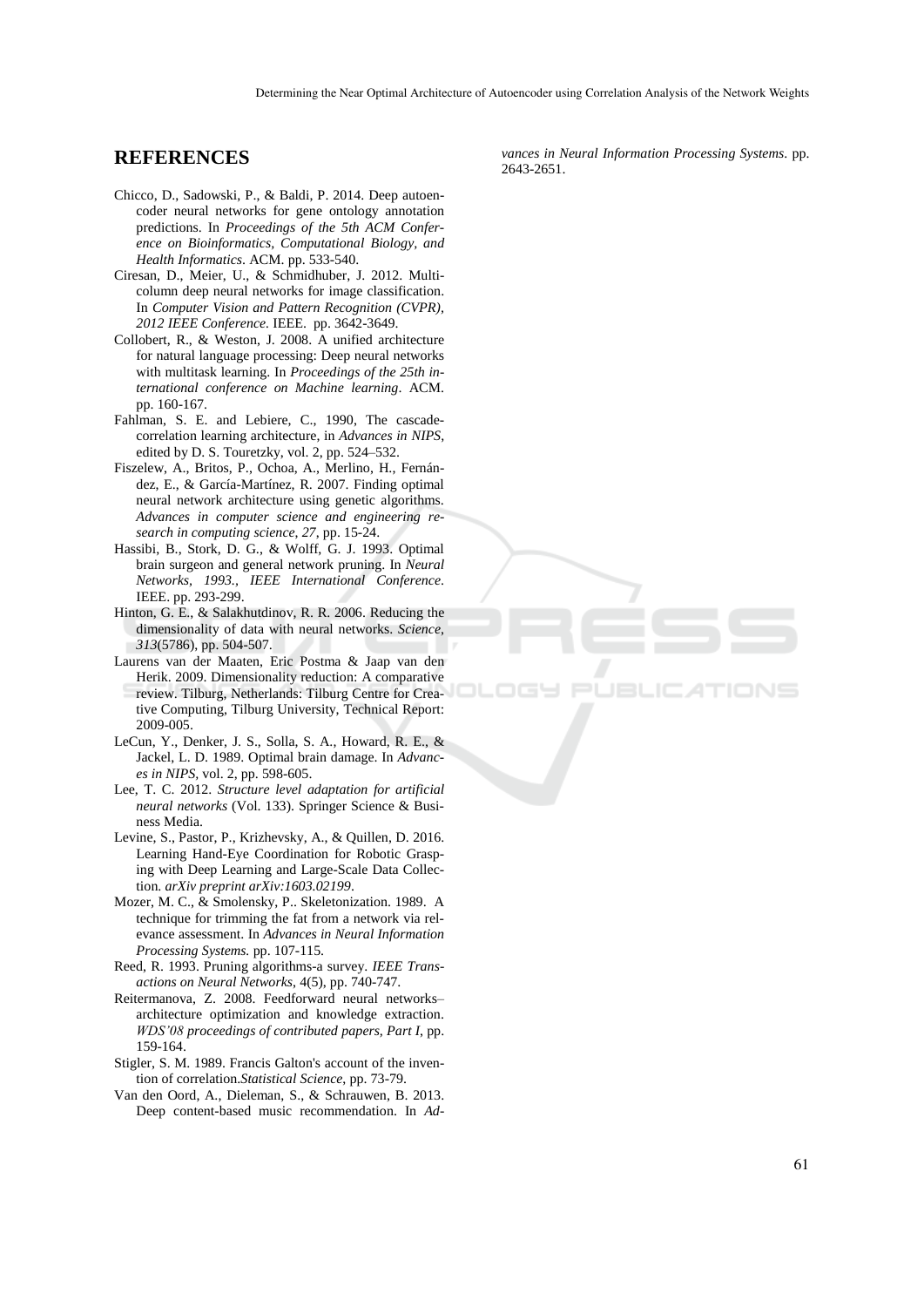## REFERENCES

Chicco, D., Sadowski, P., & Baldi, P. 2014. Deep autoencoder neural networks for gene ontology annotation predictions. In *Proceedings of the 5th ACM Conference on Bioinformatics, Computational Biology, and Health Informatics*. ACM. pp. 533-540.

Ciresan, D., Meier, U., & Schmidhuber, J. 2012. Multi-column deep neural networks for image classification. In *Computer Vision and Pattern Recognition (CVPR), 2012 IEEE Conference.* IEEE. pp. 3642-3649.

Collobert, R., & Weston, J. 2008. A unified architecture for natural language processing: Deep neural networks with multitask learning. In *Proceedings of the 25th international conference on Machine learning*. ACM. pp. 160-167.

Fahlman, S. E. and Lebiere, C., 1990, The cascade-correlation learning architecture, in *Advances in NIPS*, edited by D. S. Touretzky, vol. 2, pp. 524–532.

Fiszelew, A., Britos, P., Ochoa, A., Merlino, H., Fernández, E., & García-Martínez, R. 2007. Finding optimal neural network architecture using genetic algorithms. *Advances in computer science and engineering research in computing science*, *27*, pp. 15-24.

Hassibi, B., Stork, D. G., & Wolff, G. J. 1993. Optimal brain surgeon and general network pruning. In *Neural Networks, 1993., IEEE International Conference*. IEEE. pp. 293-299.

Hinton, G. E., & Salakhutdinov, R. R. 2006. Reducing the dimensionality of data with neural networks. *Science*, *313*(5786), pp. 504-507.

Laurens van der Maaten, Eric Postma & Jaap van den Herik. 2009. Dimensionality reduction: A comparative review. Tilburg, Netherlands: Tilburg Centre for Creative Computing, Tilburg University, Technical Report: 2009-005.

LeCun, Y., Denker, J. S., Solla, S. A., Howard, R. E., & Jackel, L. D. 1989. Optimal brain damage. In *Advances in NIPS*, vol. 2, pp. 598-605.

Lee, T. C. 2012. *Structure level adaptation for artificial neural networks* (Vol. 133). Springer Science & Business Media.

Levine, S., Pastor, P., Krizhevsky, A., & Quillen, D. 2016. Learning Hand-Eye Coordination for Robotic Grasping with Deep Learning and Large-Scale Data Collection. *arXiv preprint arXiv:1603.02199*.

Mozer, M. C., & Smolensky, P.. Skeletonization. 1989. A technique for trimming the fat from a network via relevance assessment. In *Advances in Neural Information Processing Systems.* pp. 107-115.

Reed, R. 1993. Pruning algorithms-a survey. *IEEE Transactions on Neural Networks*, 4(5), pp. 740-747.

Reitermanova, Z. 2008. Feedforward neural networks–architecture optimization and knowledge extraction. *WDS'08 proceedings of contributed papers, Part I*, pp. 159-164.

Stigler, S. M. 1989. Francis Galton's account of the invention of correlation.*Statistical Science*, pp. 73-79.

Van den Oord, A., Dieleman, S., & Schrauwen, B. 2013. Deep content-based music recommendation. In *Advances in Neural Information Processing Systems*. pp. 2643-2651.